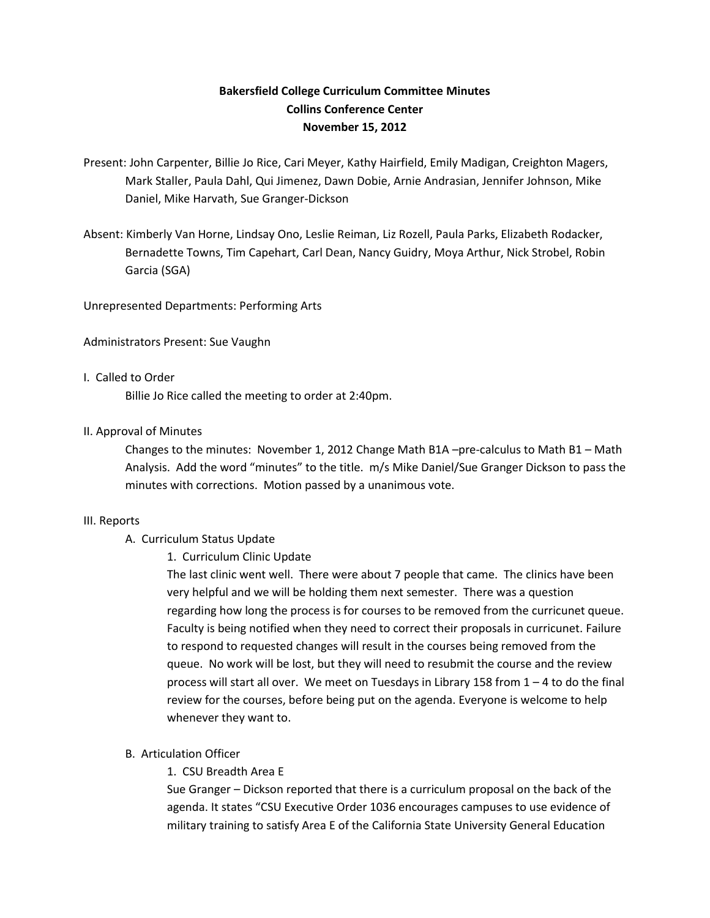**Bakersfield College Curriculum Committee Minutes**
**Collins Conference Center**
**November 15, 2012**

Present: John Carpenter, Billie Jo Rice, Cari Meyer, Kathy Hairfield, Emily Madigan, Creighton Magers, Mark Staller, Paula Dahl, Qui Jimenez, Dawn Dobie, Arnie Andrasian, Jennifer Johnson, Mike Daniel, Mike Harvath, Sue Granger-Dickson

Absent: Kimberly Van Horne, Lindsay Ono, Leslie Reiman, Liz Rozell, Paula Parks, Elizabeth Rodacker, Bernadette Towns, Tim Capehart, Carl Dean, Nancy Guidry, Moya Arthur, Nick Strobel, Robin Garcia (SGA)

Unrepresented Departments: Performing Arts

Administrators Present: Sue Vaughn

I. Called to Order

Billie Jo Rice called the meeting to order at 2:40pm.

II. Approval of Minutes

Changes to the minutes: November 1, 2012 Change Math B1A –pre-calculus to Math B1 – Math Analysis. Add the word "minutes" to the title. m/s Mike Daniel/Sue Granger Dickson to pass the minutes with corrections. Motion passed by a unanimous vote.

III. Reports

A. Curriculum Status Update

1. Curriculum Clinic Update

The last clinic went well. There were about 7 people that came. The clinics have been very helpful and we will be holding them next semester. There was a question regarding how long the process is for courses to be removed from the curricunet queue. Faculty is being notified when they need to correct their proposals in curricunet. Failure to respond to requested changes will result in the courses being removed from the queue. No work will be lost, but they will need to resubmit the course and the review process will start all over. We meet on Tuesdays in Library 158 from 1 – 4 to do the final review for the courses, before being put on the agenda. Everyone is welcome to help whenever they want to.

B. Articulation Officer

1. CSU Breadth Area E

Sue Granger – Dickson reported that there is a curriculum proposal on the back of the agenda. It states "CSU Executive Order 1036 encourages campuses to use evidence of military training to satisfy Area E of the California State University General Education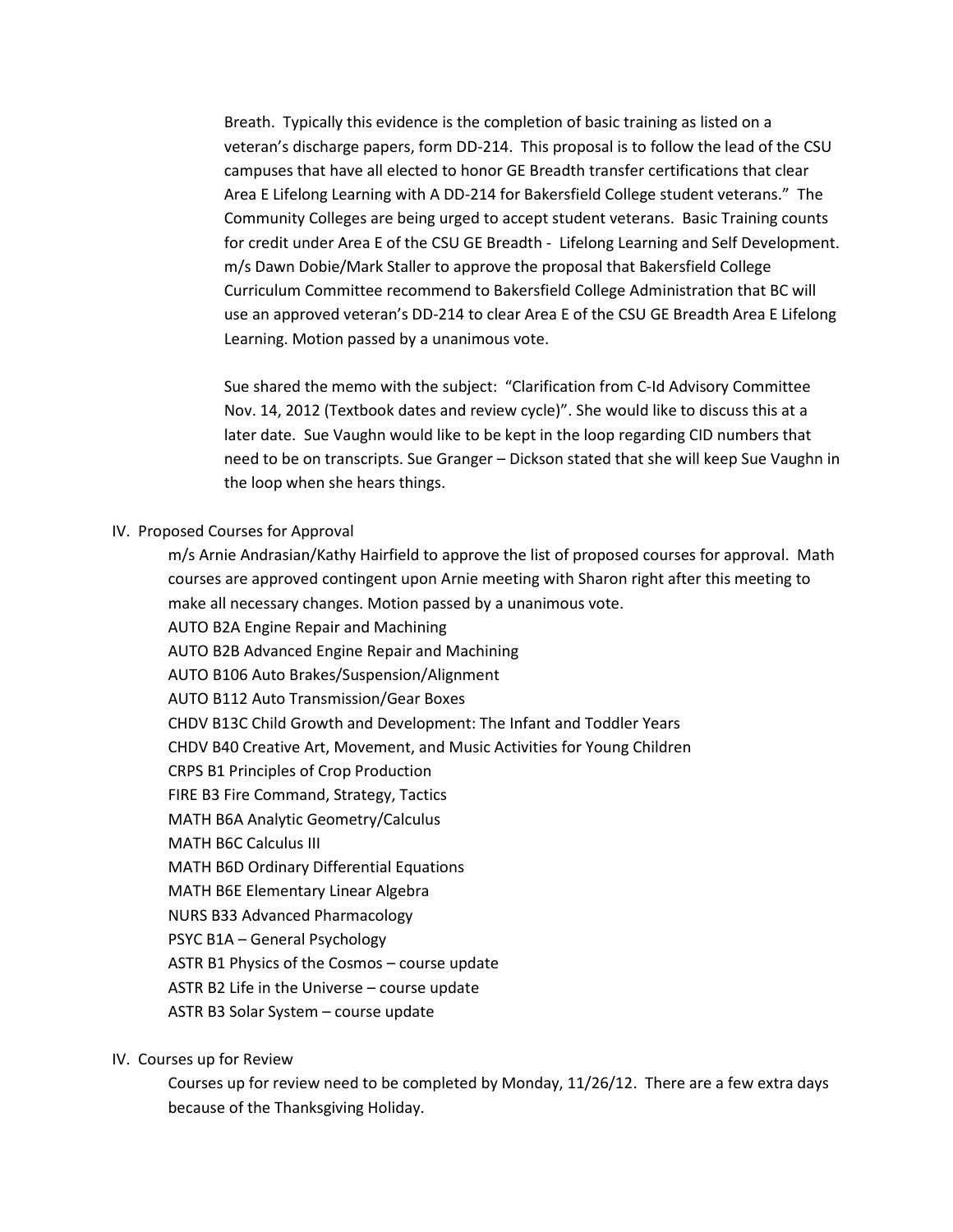Breath. Typically this evidence is the completion of basic training as listed on a veteran's discharge papers, form DD-214. This proposal is to follow the lead of the CSU campuses that have all elected to honor GE Breadth transfer certifications that clear Area E Lifelong Learning with A DD-214 for Bakersfield College student veterans." The Community Colleges are being urged to accept student veterans. Basic Training counts for credit under Area E of the CSU GE Breadth - Lifelong Learning and Self Development. m/s Dawn Dobie/Mark Staller to approve the proposal that Bakersfield College Curriculum Committee recommend to Bakersfield College Administration that BC will use an approved veteran's DD-214 to clear Area E of the CSU GE Breadth Area E Lifelong Learning. Motion passed by a unanimous vote.

Sue shared the memo with the subject: "Clarification from C-Id Advisory Committee Nov. 14, 2012 (Textbook dates and review cycle)". She would like to discuss this at a later date. Sue Vaughn would like to be kept in the loop regarding CID numbers that need to be on transcripts. Sue Granger – Dickson stated that she will keep Sue Vaughn in the loop when she hears things.

IV. Proposed Courses for Approval

m/s Arnie Andrasian/Kathy Hairfield to approve the list of proposed courses for approval. Math courses are approved contingent upon Arnie meeting with Sharon right after this meeting to make all necessary changes. Motion passed by a unanimous vote.

AUTO B2A Engine Repair and Machining  
AUTO B2B Advanced Engine Repair and Machining  
AUTO B106 Auto Brakes/Suspension/Alignment  
AUTO B112 Auto Transmission/Gear Boxes  
CHDV B13C Child Growth and Development: The Infant and Toddler Years  
CHDV B40 Creative Art, Movement, and Music Activities for Young Children  
CRPS B1 Principles of Crop Production  
FIRE B3 Fire Command, Strategy, Tactics  
MATH B6A Analytic Geometry/Calculus  
MATH B6C Calculus III  
MATH B6D Ordinary Differential Equations  
MATH B6E Elementary Linear Algebra  
NURS B33 Advanced Pharmacology  
PSYC B1A – General Psychology  
ASTR B1 Physics of the Cosmos – course update  
ASTR B2 Life in the Universe – course update  
ASTR B3 Solar System – course update

IV. Courses up for Review

Courses up for review need to be completed by Monday, 11/26/12. There are a few extra days because of the Thanksgiving Holiday.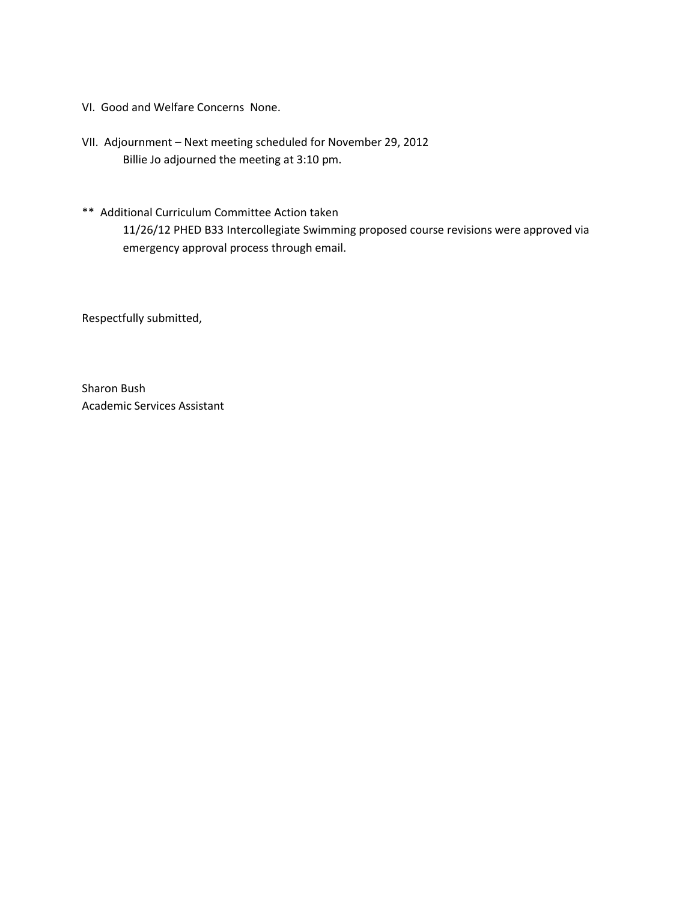VI. Good and Welfare Concerns None.

VII. Adjournment – Next meeting scheduled for November 29, 2012
Billie Jo adjourned the meeting at 3:10 pm.

** Additional Curriculum Committee Action taken
11/26/12 PHED B33 Intercollegiate Swimming proposed course revisions were approved via emergency approval process through email.

Respectfully submitted,

Sharon Bush
Academic Services Assistant